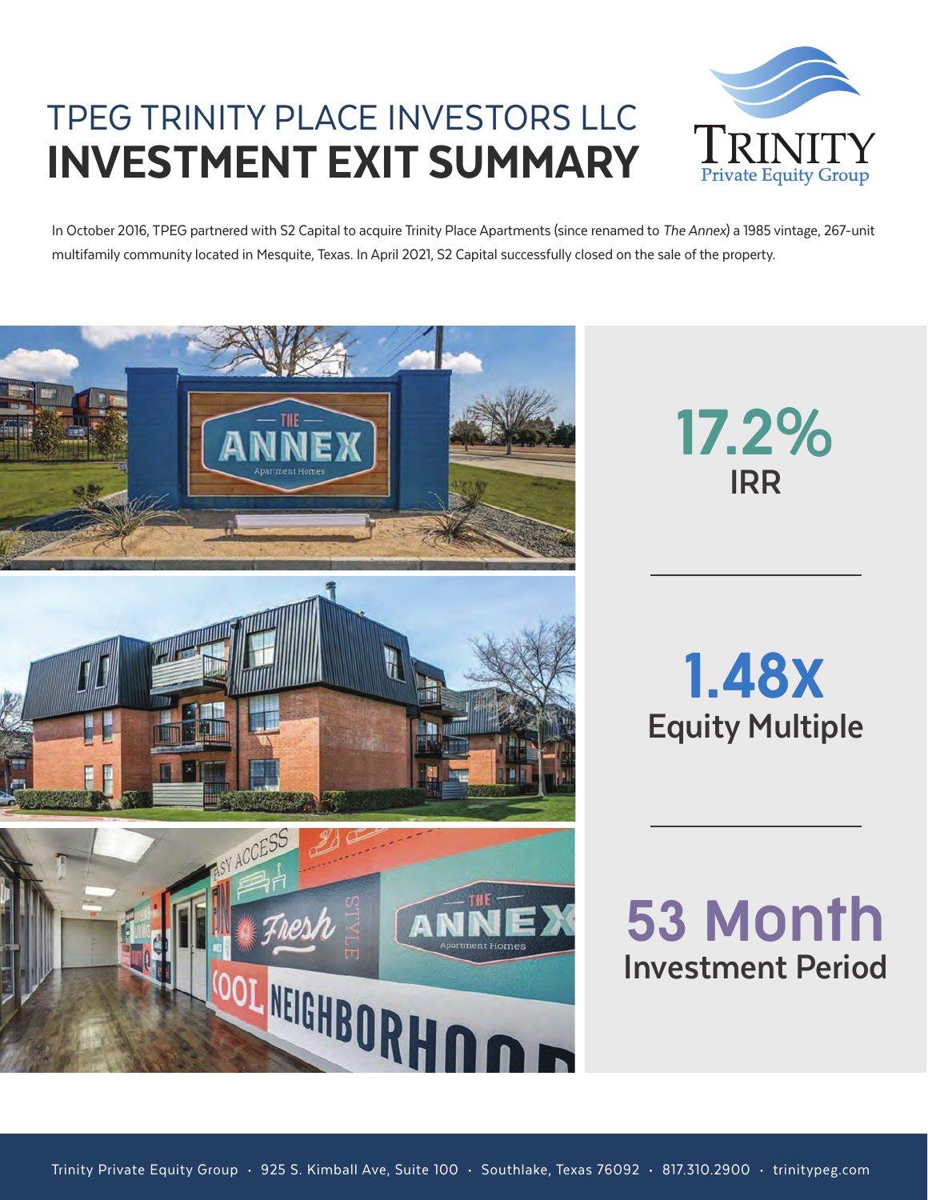# TPEG TRINITY PLACE INVESTORS LLC

# INVESTMENT EXIT SUMMARY

In October 2016, TPEG partnered with S2 Capital to acquire Trinity Place Apartments (since renamed to *The Annex*) a 1985 vintage, 267-unit multifamily community located in Mesquite, Texas. In April 2021, S2 Capital successfully closed on the sale of the property.

**17.2%**
**IRR**

**1.48x**
**Equity Multiple**

**53 Month**
**Investment Period**

Trinity Private Equity Group · 925 S. Kimball Ave, Suite 100 · Southlake, Texas 76092 · 817.310.2900 · trinitypeg.com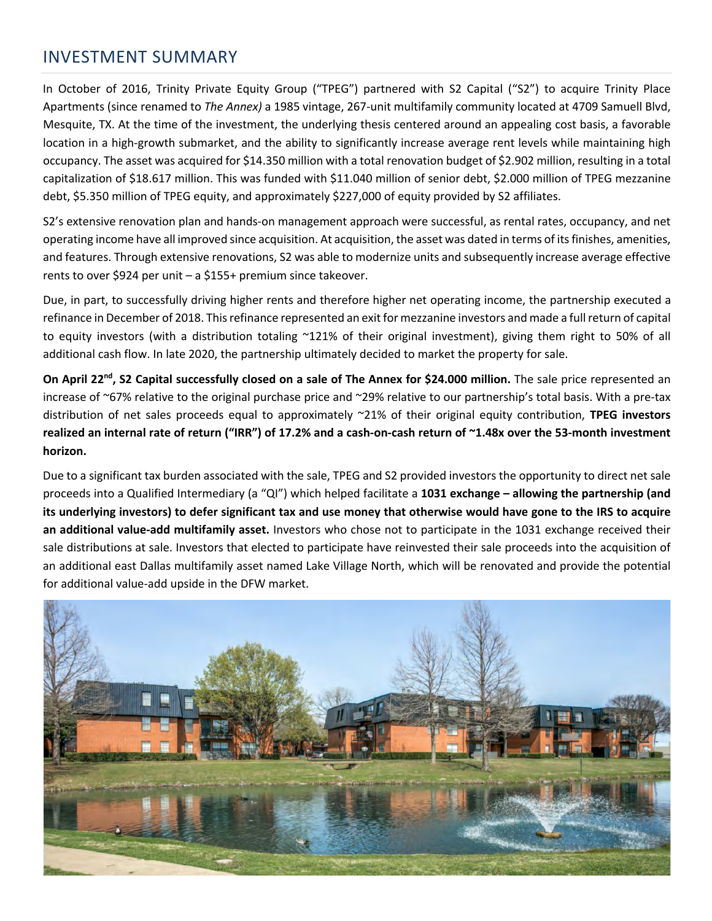## INVESTMENT SUMMARY

In October of 2016, Trinity Private Equity Group ("TPEG") partnered with S2 Capital ("S2") to acquire Trinity Place Apartments (since renamed to *The Annex)* a 1985 vintage, 267-unit multifamily community located at 4709 Samuell Blvd, Mesquite, TX. At the time of the investment, the underlying thesis centered around an appealing cost basis, a favorable location in a high-growth submarket, and the ability to significantly increase average rent levels while maintaining high occupancy. The asset was acquired for $14.350 million with a total renovation budget of $2.902 million, resulting in a total capitalization of $18.617 million. This was funded with $11.040 million of senior debt, $2.000 million of TPEG mezzanine debt, $5.350 million of TPEG equity, and approximately $227,000 of equity provided by S2 affiliates.

S2's extensive renovation plan and hands-on management approach were successful, as rental rates, occupancy, and net operating income have all improved since acquisition. At acquisition, the asset was dated in terms of its finishes, amenities, and features. Through extensive renovations, S2 was able to modernize units and subsequently increase average effective rents to over $924 per unit – a $155+ premium since takeover.

Due, in part, to successfully driving higher rents and therefore higher net operating income, the partnership executed a refinance in December of 2018. This refinance represented an exit for mezzanine investors and made a full return of capital to equity investors (with a distribution totaling ~121% of their original investment), giving them right to 50% of all additional cash flow. In late 2020, the partnership ultimately decided to market the property for sale.

**On April 22nd, S2 Capital successfully closed on a sale of The Annex for $24.000 million.** The sale price represented an increase of ~67% relative to the original purchase price and ~29% relative to our partnership's total basis. With a pre-tax distribution of net sales proceeds equal to approximately ~21% of their original equity contribution, **TPEG investors realized an internal rate of return ("IRR") of 17.2% and a cash-on-cash return of ~1.48x over the 53-month investment horizon.**

Due to a significant tax burden associated with the sale, TPEG and S2 provided investors the opportunity to direct net sale proceeds into a Qualified Intermediary (a "QI") which helped facilitate a **1031 exchange – allowing the partnership (and its underlying investors) to defer significant tax and use money that otherwise would have gone to the IRS to acquire an additional value-add multifamily asset.** Investors who chose not to participate in the 1031 exchange received their sale distributions at sale. Investors that elected to participate have reinvested their sale proceeds into the acquisition of an additional east Dallas multifamily asset named Lake Village North, which will be renovated and provide the potential for additional value-add upside in the DFW market.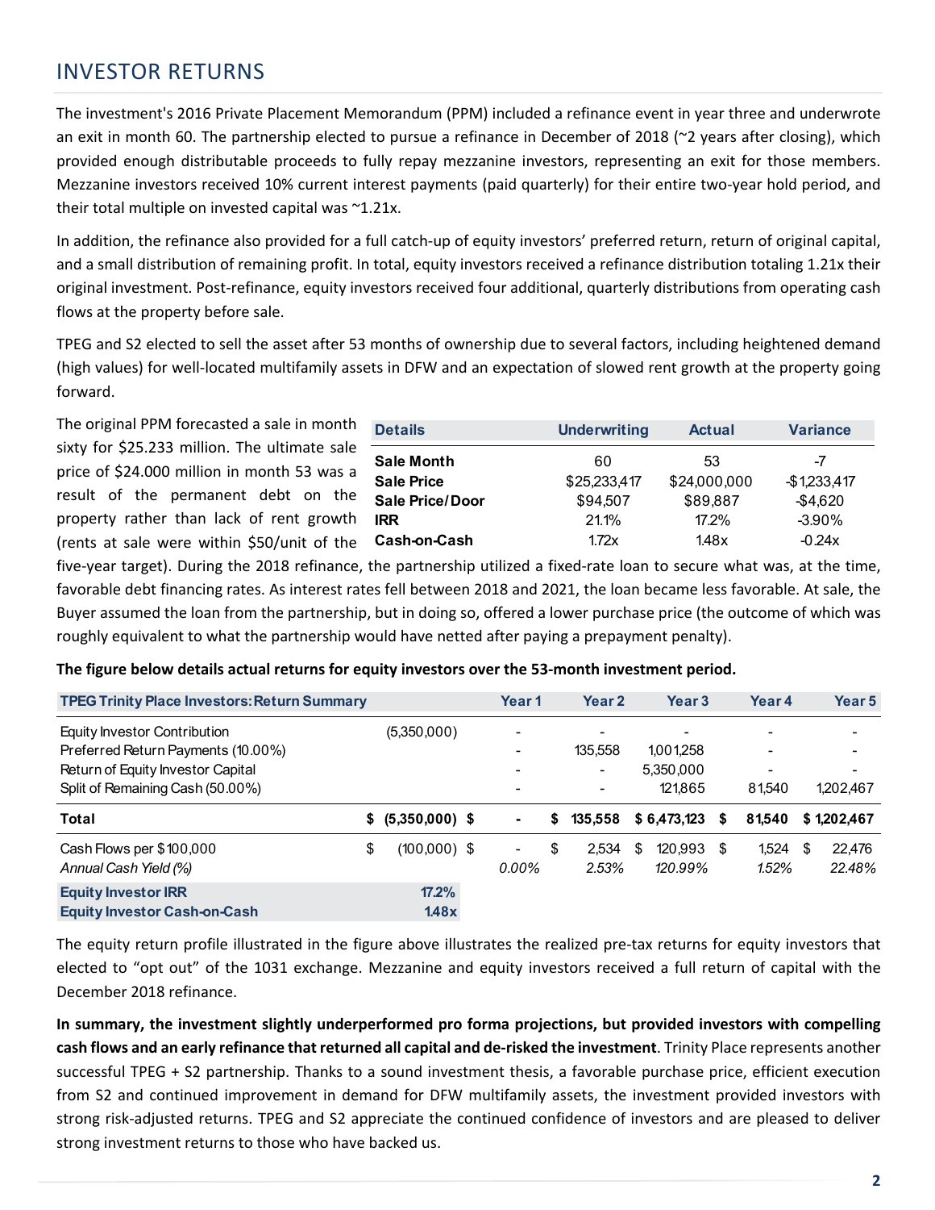## INVESTOR RETURNS

The investment's 2016 Private Placement Memorandum (PPM) included a refinance event in year three and underwrote an exit in month 60. The partnership elected to pursue a refinance in December of 2018 (~2 years after closing), which provided enough distributable proceeds to fully repay mezzanine investors, representing an exit for those members. Mezzanine investors received 10% current interest payments (paid quarterly) for their entire two-year hold period, and their total multiple on invested capital was ~1.21x.

In addition, the refinance also provided for a full catch-up of equity investors' preferred return, return of original capital, and a small distribution of remaining profit. In total, equity investors received a refinance distribution totaling 1.21x their original investment. Post-refinance, equity investors received four additional, quarterly distributions from operating cash flows at the property before sale.

TPEG and S2 elected to sell the asset after 53 months of ownership due to several factors, including heightened demand (high values) for well-located multifamily assets in DFW and an expectation of slowed rent growth at the property going forward.

The original PPM forecasted a sale in month sixty for $25.233 million. The ultimate sale price of $24.000 million in month 53 was a result of the permanent debt on the property rather than lack of rent growth (rents at sale were within $50/unit of the five-year target). During the 2018 refinance, the partnership utilized a fixed-rate loan to secure what was, at the time, favorable debt financing rates. As interest rates fell between 2018 and 2021, the loan became less favorable. At sale, the Buyer assumed the loan from the partnership, but in doing so, offered a lower purchase price (the outcome of which was roughly equivalent to what the partnership would have netted after paying a prepayment penalty).

| Details | Underwriting | Actual | Variance |
|---|---|---|---|
| **Sale Month** | 60 | 53 | -7 |
| **Sale Price** | $25,233,417 | $24,000,000 | -$1,233,417 |
| **Sale Price/Door** | $94,507 | $89,887 | -$4,620 |
| **IRR** | 21.1% | 17.2% | -3.90% |
| **Cash-on-Cash** | 1.72x | 1.48x | -0.24x |

**The figure below details actual returns for equity investors over the 53-month investment period.**

| TPEG Trinity Place Investors: Return Summary | | Year 1 | Year 2 | Year 3 | Year 4 | Year 5 |
|---|---|---|---|---|---|---|
| Equity Investor Contribution | (5,350,000) | - | - | - | - | - |
| Preferred Return Payments (10.00%) | | - | 135,558 | 1,001,258 | - | - |
| Return of Equity Investor Capital | | - | - | 5,350,000 | - | - |
| Split of Remaining Cash (50.00%) | | - | - | 121,865 | 81,540 | 1,202,467 |
| **Total** | **$ (5,350,000)** | **$ -** | **$ 135,558** | **$ 6,473,123** | **$ 81,540** | **$ 1,202,467** |
| Cash Flows per $100,000 | $ (100,000) | $ - | $ 2,534 | $ 120,993 | $ 1,524 | $ 22,476 |
| *Annual Cash Yield (%)* | | *0.00%* | *2.53%* | *120.99%* | *1.52%* | *22.48%* |
| **Equity Investor IRR** | **17.2%** | | | | | |
| **Equity Investor Cash-on-Cash** | **1.48x** | | | | | |

The equity return profile illustrated in the figure above illustrates the realized pre-tax returns for equity investors that elected to "opt out" of the 1031 exchange. Mezzanine and equity investors received a full return of capital with the December 2018 refinance.

**In summary, the investment slightly underperformed pro forma projections, but provided investors with compelling cash flows and an early refinance that returned all capital and de-risked the investment**. Trinity Place represents another successful TPEG + S2 partnership. Thanks to a sound investment thesis, a favorable purchase price, efficient execution from S2 and continued improvement in demand for DFW multifamily assets, the investment provided investors with strong risk-adjusted returns. TPEG and S2 appreciate the continued confidence of investors and are pleased to deliver strong investment returns to those who have backed us.